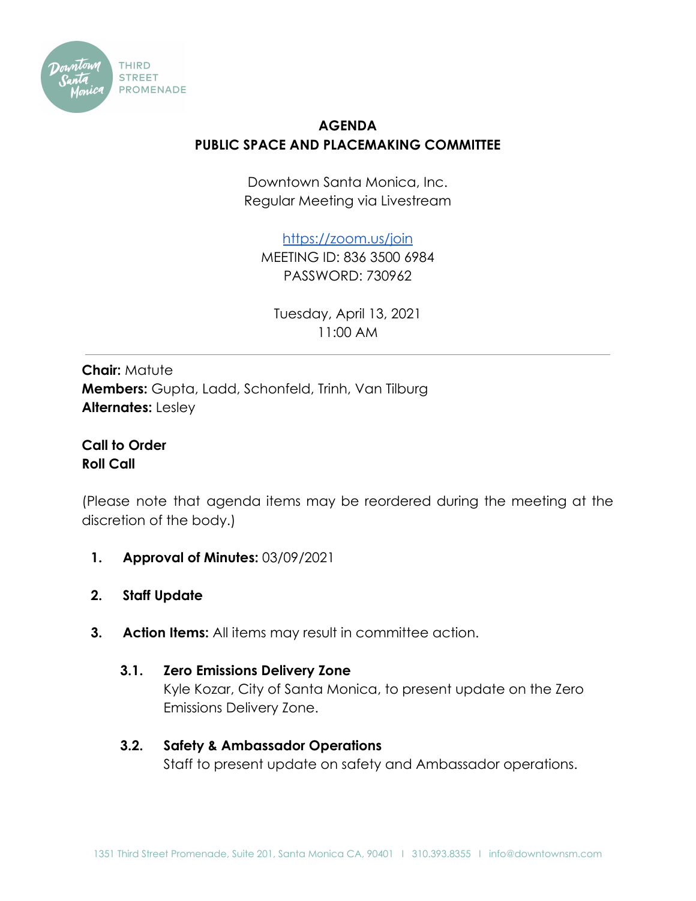# AGENDA
## PUBLIC SPACE AND PLACEMAKING COMMITTEE

Downtown Santa Monica, Inc.
Regular Meeting via Livestream

https://zoom.us/join
MEETING ID: 836 3500 6984
PASSWORD: 730962

Tuesday, April 13, 2021
11:00 AM

---

**Chair:** Matute
**Members:** Gupta, Ladd, Schonfeld, Trinh, Van Tilburg
**Alternates:** Lesley

**Call to Order**
**Roll Call**

(Please note that agenda items may be reordered during the meeting at the discretion of the body.)

1. **Approval of Minutes:** 03/09/2021

2. **Staff Update**

3. **Action Items:** All items may result in committee action.

   **3.1. Zero Emissions Delivery Zone**
   Kyle Kozar, City of Santa Monica, to present update on the Zero Emissions Delivery Zone.

   **3.2. Safety & Ambassador Operations**
   Staff to present update on safety and Ambassador operations.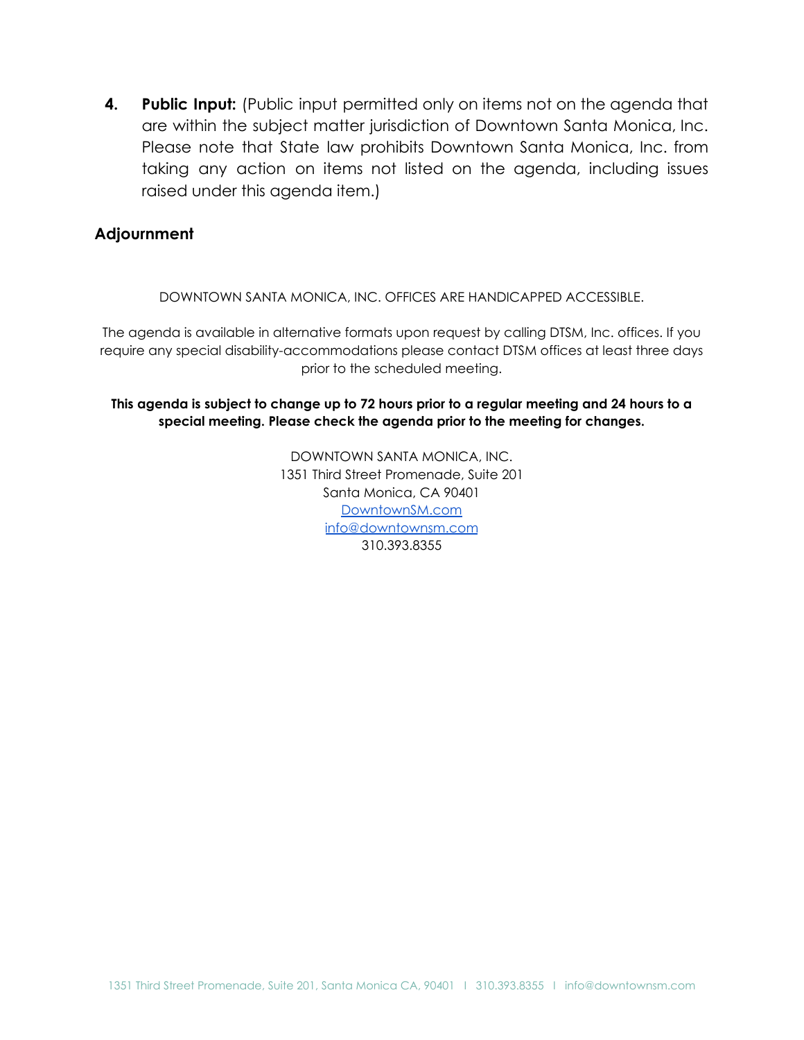4. **Public Input:** (Public input permitted only on items not on the agenda that are within the subject matter jurisdiction of Downtown Santa Monica, Inc. Please note that State law prohibits Downtown Santa Monica, Inc. from taking any action on items not listed on the agenda, including issues raised under this agenda item.)

## Adjournment

DOWNTOWN SANTA MONICA, INC. OFFICES ARE HANDICAPPED ACCESSIBLE.

The agenda is available in alternative formats upon request by calling DTSM, Inc. offices. If you require any special disability-accommodations please contact DTSM offices at least three days prior to the scheduled meeting.

**This agenda is subject to change up to 72 hours prior to a regular meeting and 24 hours to a special meeting. Please check the agenda prior to the meeting for changes.**

DOWNTOWN SANTA MONICA, INC.
1351 Third Street Promenade, Suite 201
Santa Monica, CA 90401
DowntownSM.com
info@downtownsm.com
310.393.8355